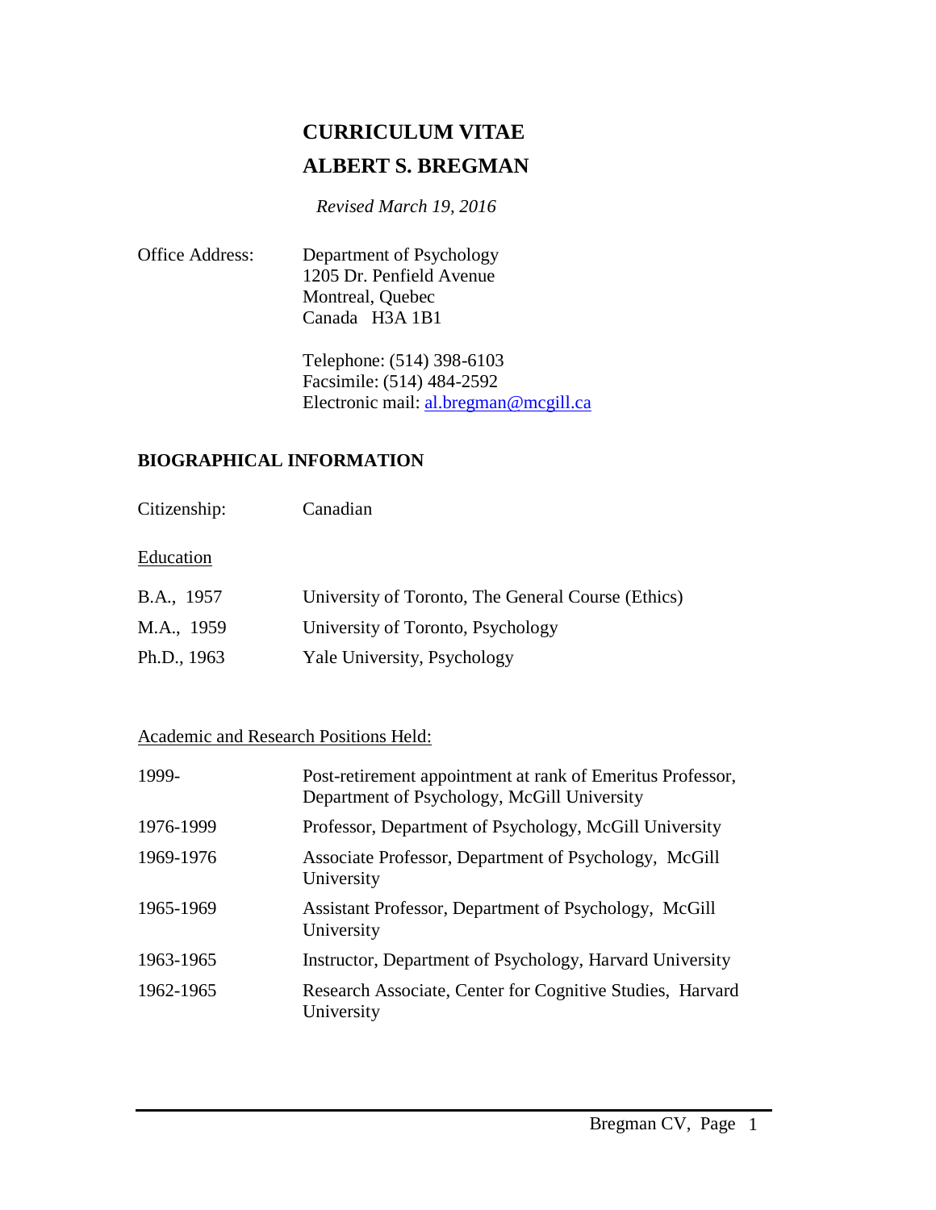# CURRICULUM VITAE

# ALBERT S. BREGMAN

*Revised March 19, 2016*

Office Address: Department of Psychology
1205 Dr. Penfield Avenue
Montreal, Quebec
Canada H3A 1B1

Telephone: (514) 398-6103
Facsimile: (514) 484-2592
Electronic mail: al.bregman@mcgill.ca

## BIOGRAPHICAL INFORMATION

Citizenship: Canadian

Education

| | |
|---|---|
| B.A., 1957 | University of Toronto, The General Course (Ethics) |
| M.A., 1959 | University of Toronto, Psychology |
| Ph.D., 1963 | Yale University, Psychology |

Academic and Research Positions Held:

| | |
|---|---|
| 1999- | Post-retirement appointment at rank of Emeritus Professor, Department of Psychology, McGill University |
| 1976-1999 | Professor, Department of Psychology, McGill University |
| 1969-1976 | Associate Professor, Department of Psychology, McGill University |
| 1965-1969 | Assistant Professor, Department of Psychology, McGill University |
| 1963-1965 | Instructor, Department of Psychology, Harvard University |
| 1962-1965 | Research Associate, Center for Cognitive Studies, Harvard University |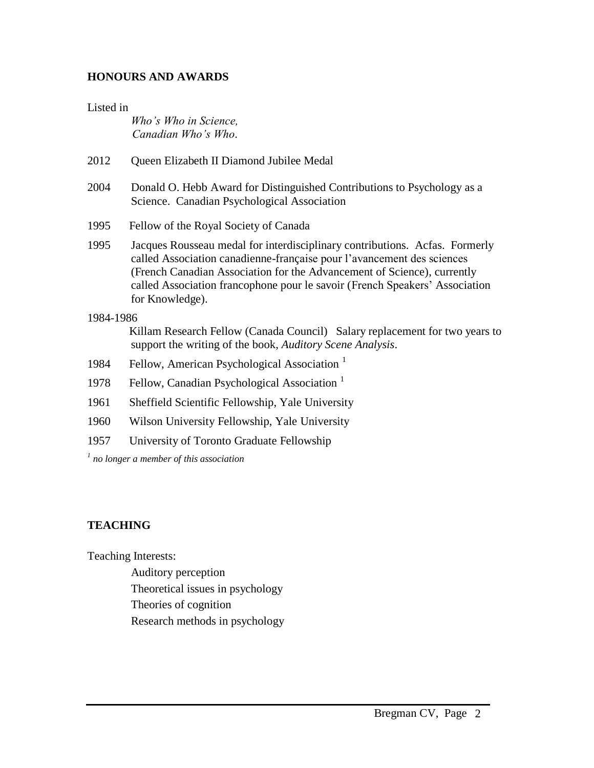## HONOURS AND AWARDS

Listed in

*Who's Who in Science,*
*Canadian Who's Who*.

2012 Queen Elizabeth II Diamond Jubilee Medal

2004 Donald O. Hebb Award for Distinguished Contributions to Psychology as a Science. Canadian Psychological Association

1995 Fellow of the Royal Society of Canada

1995 Jacques Rousseau medal for interdisciplinary contributions. Acfas. Formerly called Association canadienne-française pour l'avancement des sciences (French Canadian Association for the Advancement of Science), currently called Association francophone pour le savoir (French Speakers' Association for Knowledge).

1984-1986
Killam Research Fellow (Canada Council) Salary replacement for two years to support the writing of the book, *Auditory Scene Analysis*.

1984 Fellow, American Psychological Association [1]

1978 Fellow, Canadian Psychological Association [1]

1961 Sheffield Scientific Fellowship, Yale University

1960 Wilson University Fellowship, Yale University

1957 University of Toronto Graduate Fellowship

[1] *no longer a member of this association*

## TEACHING

Teaching Interests:

- Auditory perception
- Theoretical issues in psychology
- Theories of cognition
- Research methods in psychology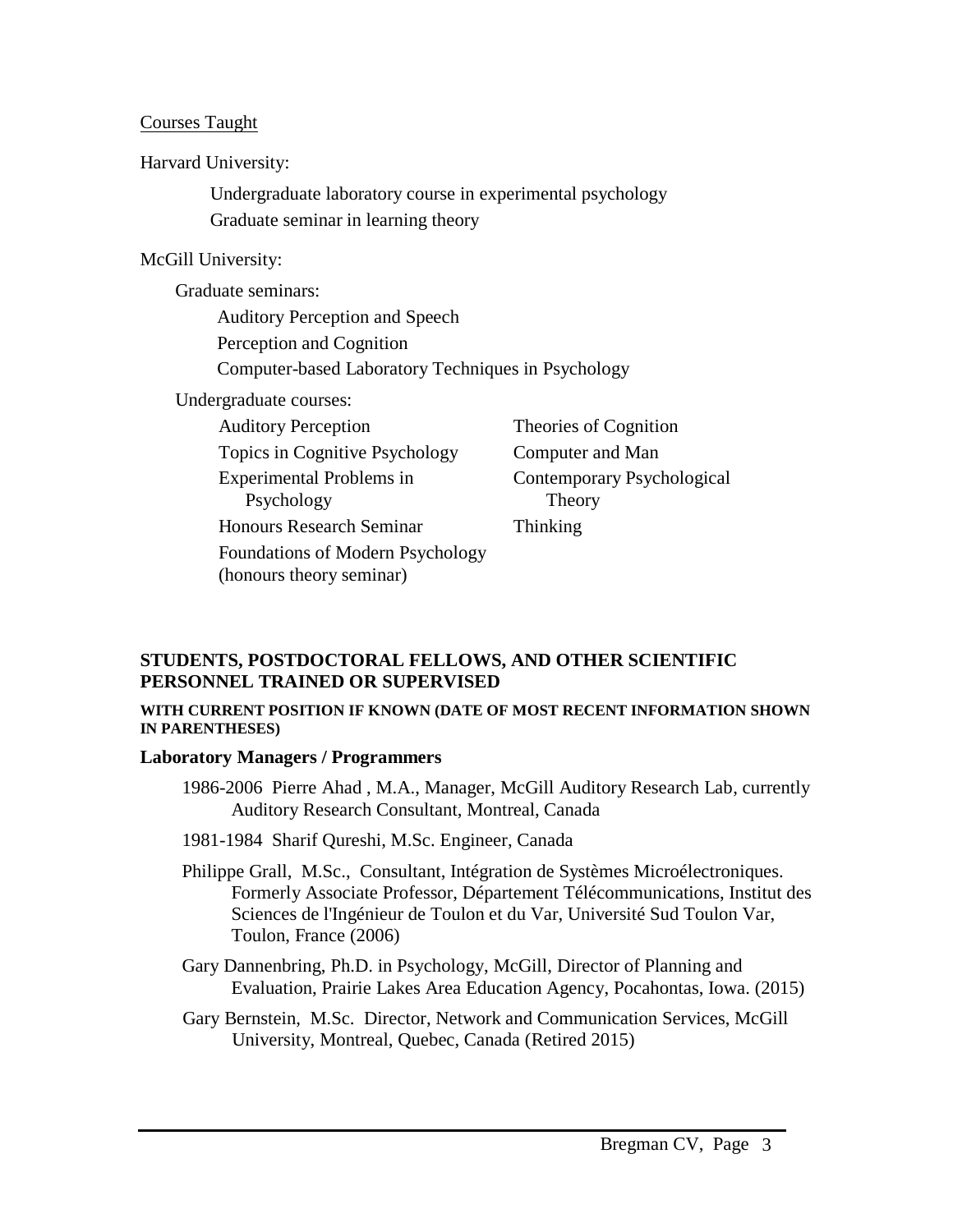Courses Taught

Harvard University:

- Undergraduate laboratory course in experimental psychology
- Graduate seminar in learning theory

McGill University:

Graduate seminars:

- Auditory Perception and Speech
- Perception and Cognition
- Computer-based Laboratory Techniques in Psychology

Undergraduate courses:

- Auditory Perception
- Topics in Cognitive Psychology
- Experimental Problems in Psychology
- Honours Research Seminar
- Foundations of Modern Psychology (honours theory seminar)
- Theories of Cognition
- Computer and Man
- Contemporary Psychological Theory
- Thinking

## STUDENTS, POSTDOCTORAL FELLOWS, AND OTHER SCIENTIFIC PERSONNEL TRAINED OR SUPERVISED

**WITH CURRENT POSITION IF KNOWN (DATE OF MOST RECENT INFORMATION SHOWN IN PARENTHESES)**

### Laboratory Managers / Programmers

1986-2006 Pierre Ahad , M.A., Manager, McGill Auditory Research Lab, currently Auditory Research Consultant, Montreal, Canada

1981-1984 Sharif Qureshi, M.Sc. Engineer, Canada

Philippe Grall, M.Sc., Consultant, Intégration de Systèmes Microélectroniques. Formerly Associate Professor, Département Télécommunications, Institut des Sciences de l'Ingénieur de Toulon et du Var, Université Sud Toulon Var, Toulon, France (2006)

Gary Dannenbring, Ph.D. in Psychology, McGill, Director of Planning and Evaluation, Prairie Lakes Area Education Agency, Pocahontas, Iowa. (2015)

Gary Bernstein, M.Sc. Director, Network and Communication Services, McGill University, Montreal, Quebec, Canada (Retired 2015)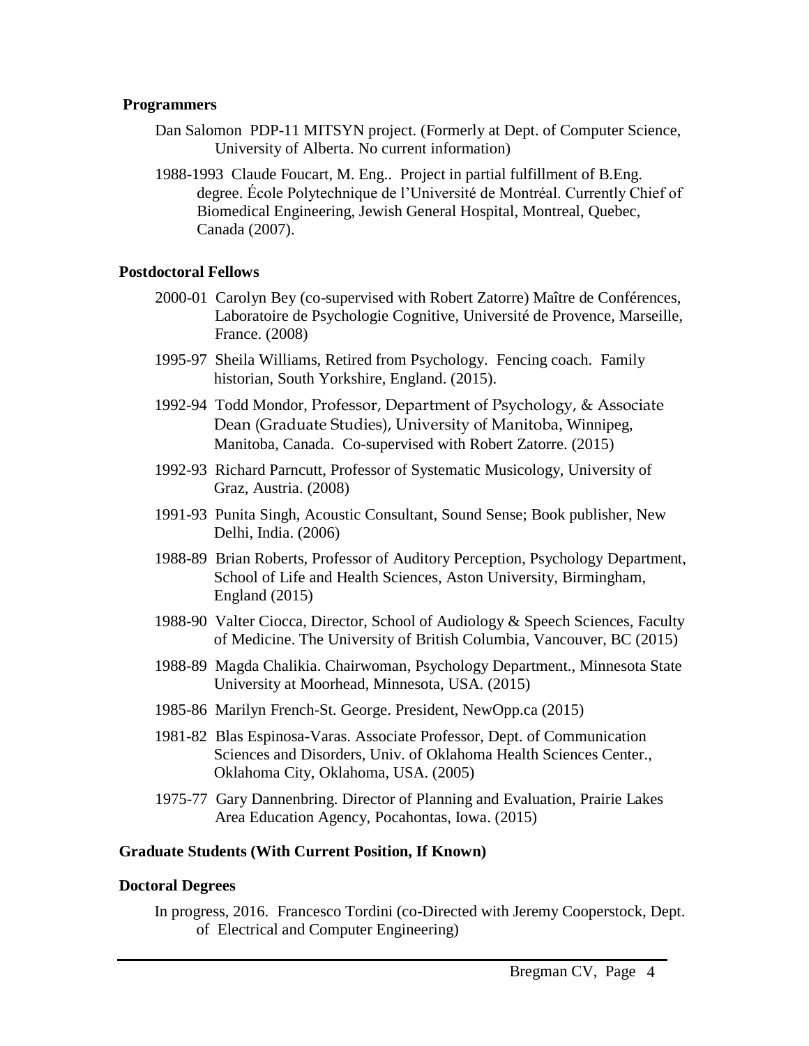**Programmers**

Dan Salomon PDP-11 MITSYN project. (Formerly at Dept. of Computer Science, University of Alberta. No current information)

1988-1993 Claude Foucart, M. Eng.. Project in partial fulfillment of B.Eng. degree. École Polytechnique de l'Université de Montréal. Currently Chief of Biomedical Engineering, Jewish General Hospital, Montreal, Quebec, Canada (2007).

**Postdoctoral Fellows**

2000-01 Carolyn Bey (co-supervised with Robert Zatorre) Maître de Conférences, Laboratoire de Psychologie Cognitive, Université de Provence, Marseille, France. (2008)

1995-97 Sheila Williams, Retired from Psychology. Fencing coach. Family historian, South Yorkshire, England. (2015).

1992-94 Todd Mondor, Professor, Department of Psychology, & Associate Dean (Graduate Studies), University of Manitoba, Winnipeg, Manitoba, Canada. Co-supervised with Robert Zatorre. (2015)

1992-93 Richard Parncutt, Professor of Systematic Musicology, University of Graz, Austria. (2008)

1991-93 Punita Singh, Acoustic Consultant, Sound Sense; Book publisher, New Delhi, India. (2006)

1988-89 Brian Roberts, Professor of Auditory Perception, Psychology Department, School of Life and Health Sciences, Aston University, Birmingham, England (2015)

1988-90 Valter Ciocca, Director, School of Audiology & Speech Sciences, Faculty of Medicine. The University of British Columbia, Vancouver, BC (2015)

1988-89 Magda Chalikia. Chairwoman, Psychology Department., Minnesota State University at Moorhead, Minnesota, USA. (2015)

1985-86 Marilyn French-St. George. President, NewOpp.ca (2015)

1981-82 Blas Espinosa-Varas. Associate Professor, Dept. of Communication Sciences and Disorders, Univ. of Oklahoma Health Sciences Center., Oklahoma City, Oklahoma, USA. (2005)

1975-77 Gary Dannenbring. Director of Planning and Evaluation, Prairie Lakes Area Education Agency, Pocahontas, Iowa. (2015)

**Graduate Students (With Current Position, If Known)**

**Doctoral Degrees**

In progress, 2016. Francesco Tordini (co-Directed with Jeremy Cooperstock, Dept. of Electrical and Computer Engineering)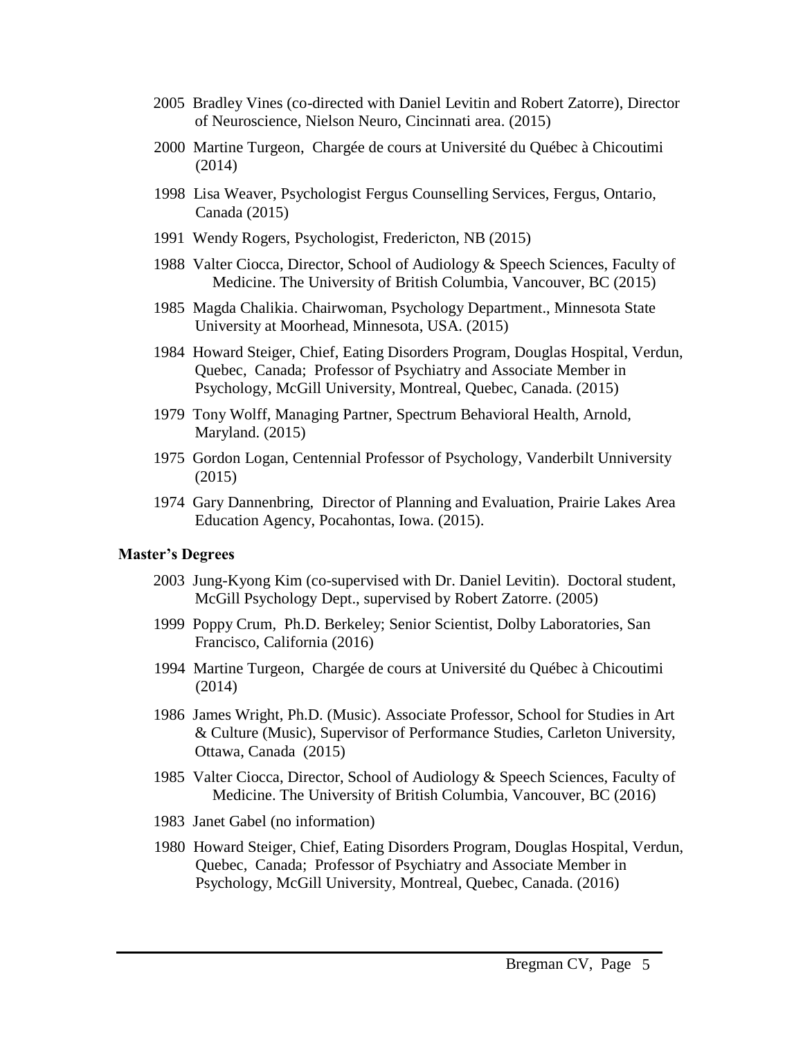2005 Bradley Vines (co-directed with Daniel Levitin and Robert Zatorre), Director of Neuroscience, Nielson Neuro, Cincinnati area. (2015)

2000 Martine Turgeon, Chargée de cours at Université du Québec à Chicoutimi (2014)

1998 Lisa Weaver, Psychologist Fergus Counselling Services, Fergus, Ontario, Canada (2015)

1991 Wendy Rogers, Psychologist, Fredericton, NB (2015)

1988 Valter Ciocca, Director, School of Audiology & Speech Sciences, Faculty of Medicine. The University of British Columbia, Vancouver, BC (2015)

1985 Magda Chalikia. Chairwoman, Psychology Department., Minnesota State University at Moorhead, Minnesota, USA. (2015)

1984 Howard Steiger, Chief, Eating Disorders Program, Douglas Hospital, Verdun, Quebec, Canada; Professor of Psychiatry and Associate Member in Psychology, McGill University, Montreal, Quebec, Canada. (2015)

1979 Tony Wolff, Managing Partner, Spectrum Behavioral Health, Arnold, Maryland. (2015)

1975 Gordon Logan, Centennial Professor of Psychology, Vanderbilt Unniversity (2015)

1974 Gary Dannenbring, Director of Planning and Evaluation, Prairie Lakes Area Education Agency, Pocahontas, Iowa. (2015).

**Master's Degrees**

2003 Jung-Kyong Kim (co-supervised with Dr. Daniel Levitin). Doctoral student, McGill Psychology Dept., supervised by Robert Zatorre. (2005)

1999 Poppy Crum, Ph.D. Berkeley; Senior Scientist, Dolby Laboratories, San Francisco, California (2016)

1994 Martine Turgeon, Chargée de cours at Université du Québec à Chicoutimi (2014)

1986 James Wright, Ph.D. (Music). Associate Professor, School for Studies in Art & Culture (Music), Supervisor of Performance Studies, Carleton University, Ottawa, Canada (2015)

1985 Valter Ciocca, Director, School of Audiology & Speech Sciences, Faculty of Medicine. The University of British Columbia, Vancouver, BC (2016)

1983 Janet Gabel (no information)

1980 Howard Steiger, Chief, Eating Disorders Program, Douglas Hospital, Verdun, Quebec, Canada; Professor of Psychiatry and Associate Member in Psychology, McGill University, Montreal, Quebec, Canada. (2016)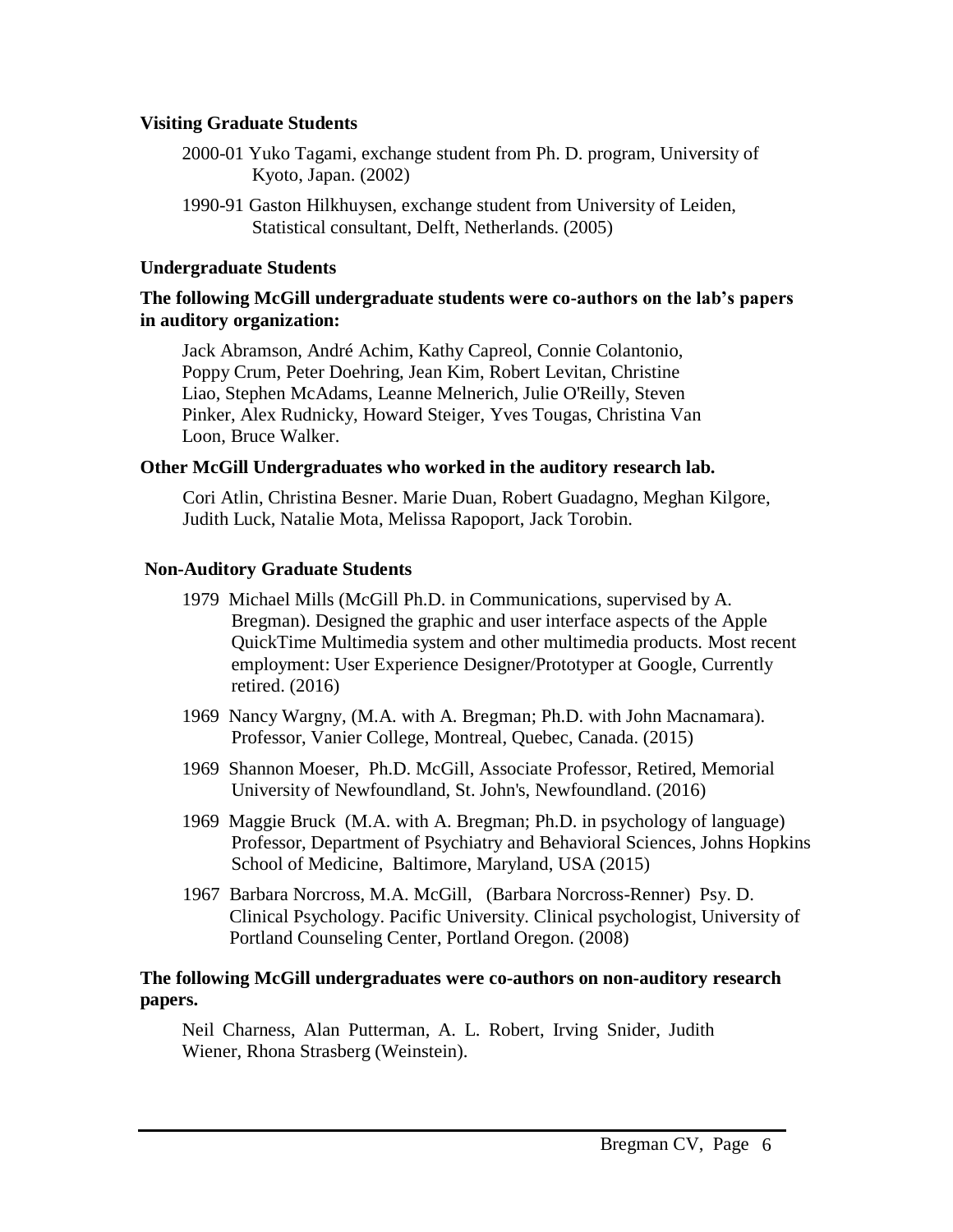**Visiting Graduate Students**

2000-01 Yuko Tagami, exchange student from Ph. D. program, University of Kyoto, Japan. (2002)

1990-91 Gaston Hilkhuysen, exchange student from University of Leiden, Statistical consultant, Delft, Netherlands. (2005)

**Undergraduate Students**

**The following McGill undergraduate students were co-authors on the lab's papers in auditory organization:**

Jack Abramson, André Achim, Kathy Capreol, Connie Colantonio, Poppy Crum, Peter Doehring, Jean Kim, Robert Levitan, Christine Liao, Stephen McAdams, Leanne Melnerich, Julie O'Reilly, Steven Pinker, Alex Rudnicky, Howard Steiger, Yves Tougas, Christina Van Loon, Bruce Walker.

**Other McGill Undergraduates who worked in the auditory research lab.**

Cori Atlin, Christina Besner. Marie Duan, Robert Guadagno, Meghan Kilgore, Judith Luck, Natalie Mota, Melissa Rapoport, Jack Torobin.

**Non-Auditory Graduate Students**

1979 Michael Mills (McGill Ph.D. in Communications, supervised by A. Bregman). Designed the graphic and user interface aspects of the Apple QuickTime Multimedia system and other multimedia products. Most recent employment: User Experience Designer/Prototyper at Google, Currently retired. (2016)

1969 Nancy Wargny, (M.A. with A. Bregman; Ph.D. with John Macnamara). Professor, Vanier College, Montreal, Quebec, Canada. (2015)

1969 Shannon Moeser, Ph.D. McGill, Associate Professor, Retired, Memorial University of Newfoundland, St. John's, Newfoundland. (2016)

1969 Maggie Bruck (M.A. with A. Bregman; Ph.D. in psychology of language) Professor, Department of Psychiatry and Behavioral Sciences, Johns Hopkins School of Medicine, Baltimore, Maryland, USA (2015)

1967 Barbara Norcross, M.A. McGill, (Barbara Norcross-Renner) Psy. D. Clinical Psychology. Pacific University. Clinical psychologist, University of Portland Counseling Center, Portland Oregon. (2008)

**The following McGill undergraduates were co-authors on non-auditory research papers.**

Neil Charness, Alan Putterman, A. L. Robert, Irving Snider, Judith Wiener, Rhona Strasberg (Weinstein).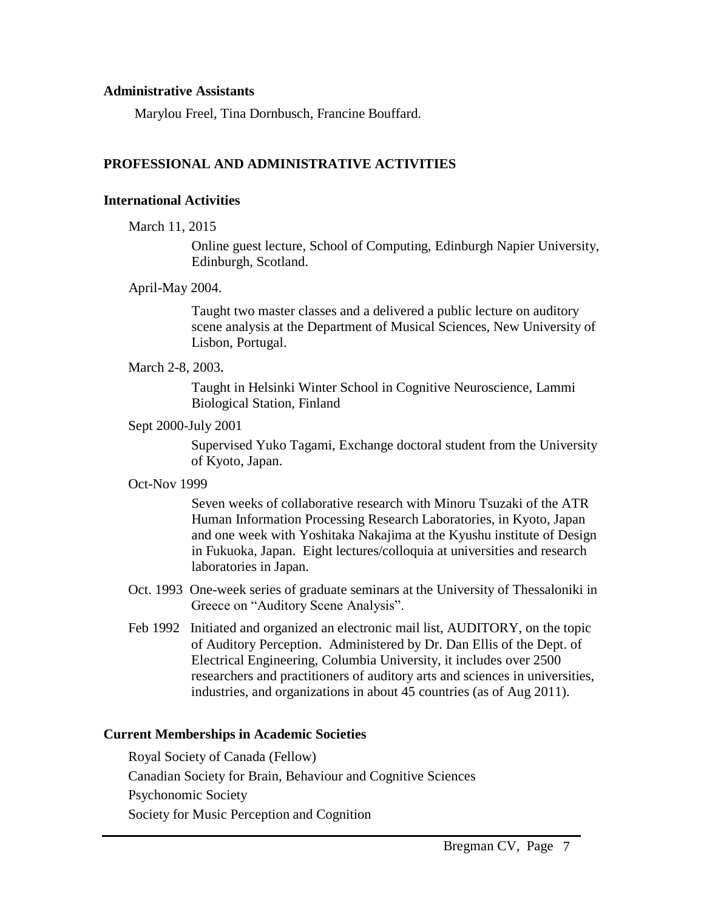**Administrative Assistants**

Marylou Freel, Tina Dornbusch, Francine Bouffard.

## PROFESSIONAL AND ADMINISTRATIVE ACTIVITIES

### International Activities

March 11, 2015

Online guest lecture, School of Computing, Edinburgh Napier University, Edinburgh, Scotland.

April-May 2004.

Taught two master classes and a delivered a public lecture on auditory scene analysis at the Department of Musical Sciences, New University of Lisbon, Portugal.

March 2-8, 2003.

Taught in Helsinki Winter School in Cognitive Neuroscience, Lammi Biological Station, Finland

Sept 2000-July 2001

Supervised Yuko Tagami, Exchange doctoral student from the University of Kyoto, Japan.

Oct-Nov 1999

Seven weeks of collaborative research with Minoru Tsuzaki of the ATR Human Information Processing Research Laboratories, in Kyoto, Japan and one week with Yoshitaka Nakajima at the Kyushu institute of Design in Fukuoka, Japan. Eight lectures/colloquia at universities and research laboratories in Japan.

Oct. 1993 One-week series of graduate seminars at the University of Thessaloniki in Greece on "Auditory Scene Analysis".

Feb 1992 Initiated and organized an electronic mail list, AUDITORY, on the topic of Auditory Perception. Administered by Dr. Dan Ellis of the Dept. of Electrical Engineering, Columbia University, it includes over 2500 researchers and practitioners of auditory arts and sciences in universities, industries, and organizations in about 45 countries (as of Aug 2011).

### Current Memberships in Academic Societies

Royal Society of Canada (Fellow)

Canadian Society for Brain, Behaviour and Cognitive Sciences

Psychonomic Society

Society for Music Perception and Cognition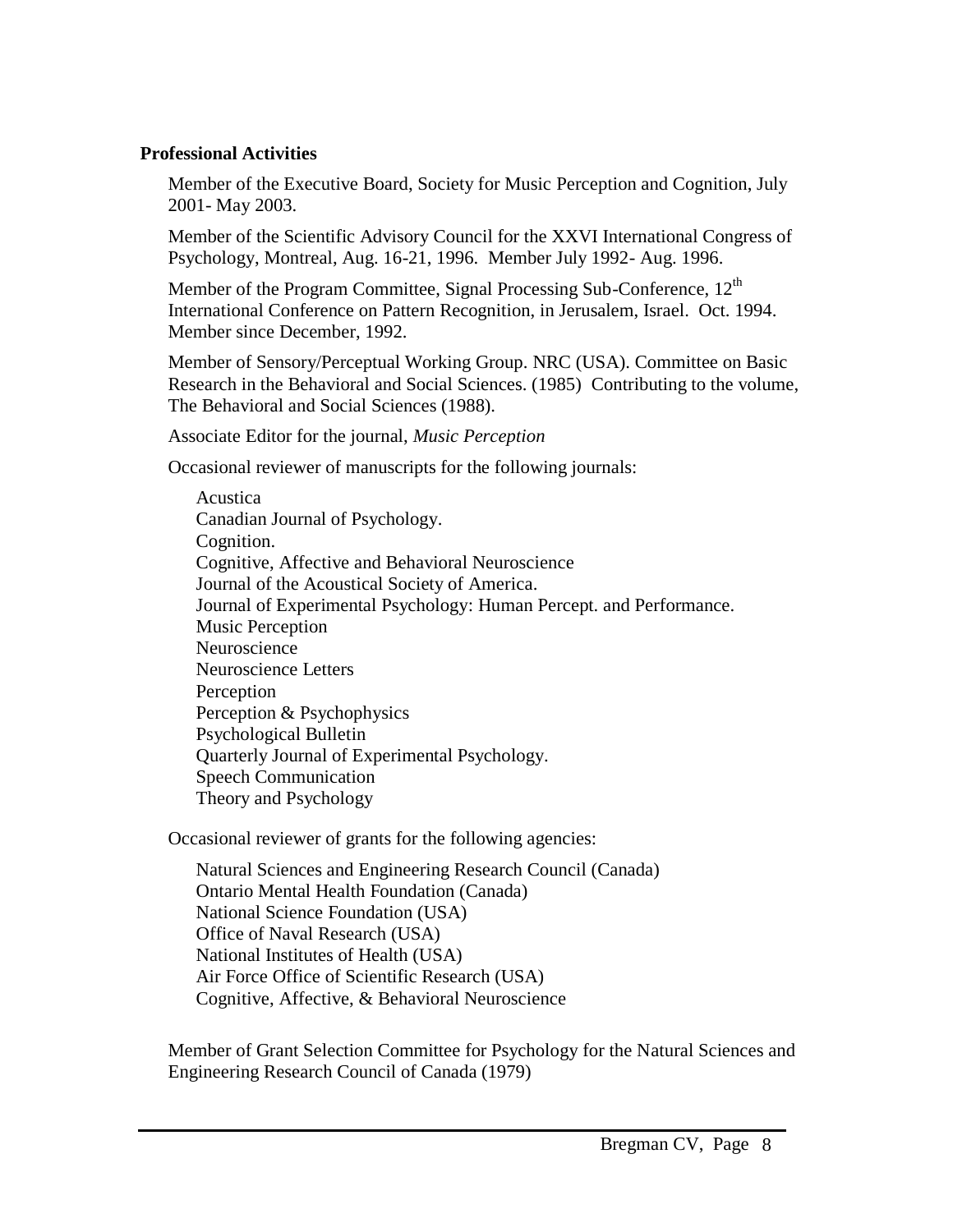**Professional Activities**

Member of the Executive Board, Society for Music Perception and Cognition, July 2001- May 2003.

Member of the Scientific Advisory Council for the XXVI International Congress of Psychology, Montreal, Aug. 16-21, 1996. Member July 1992- Aug. 1996.

Member of the Program Committee, Signal Processing Sub-Conference, 12th International Conference on Pattern Recognition, in Jerusalem, Israel. Oct. 1994. Member since December, 1992.

Member of Sensory/Perceptual Working Group. NRC (USA). Committee on Basic Research in the Behavioral and Social Sciences. (1985) Contributing to the volume, The Behavioral and Social Sciences (1988).

Associate Editor for the journal, *Music Perception*

Occasional reviewer of manuscripts for the following journals:

- Acustica
- Canadian Journal of Psychology.
- Cognition.
- Cognitive, Affective and Behavioral Neuroscience
- Journal of the Acoustical Society of America.
- Journal of Experimental Psychology: Human Percept. and Performance.
- Music Perception
- Neuroscience
- Neuroscience Letters
- Perception
- Perception & Psychophysics
- Psychological Bulletin
- Quarterly Journal of Experimental Psychology.
- Speech Communication
- Theory and Psychology

Occasional reviewer of grants for the following agencies:

- Natural Sciences and Engineering Research Council (Canada)
- Ontario Mental Health Foundation (Canada)
- National Science Foundation (USA)
- Office of Naval Research (USA)
- National Institutes of Health (USA)
- Air Force Office of Scientific Research (USA)
- Cognitive, Affective, & Behavioral Neuroscience

Member of Grant Selection Committee for Psychology for the Natural Sciences and Engineering Research Council of Canada (1979)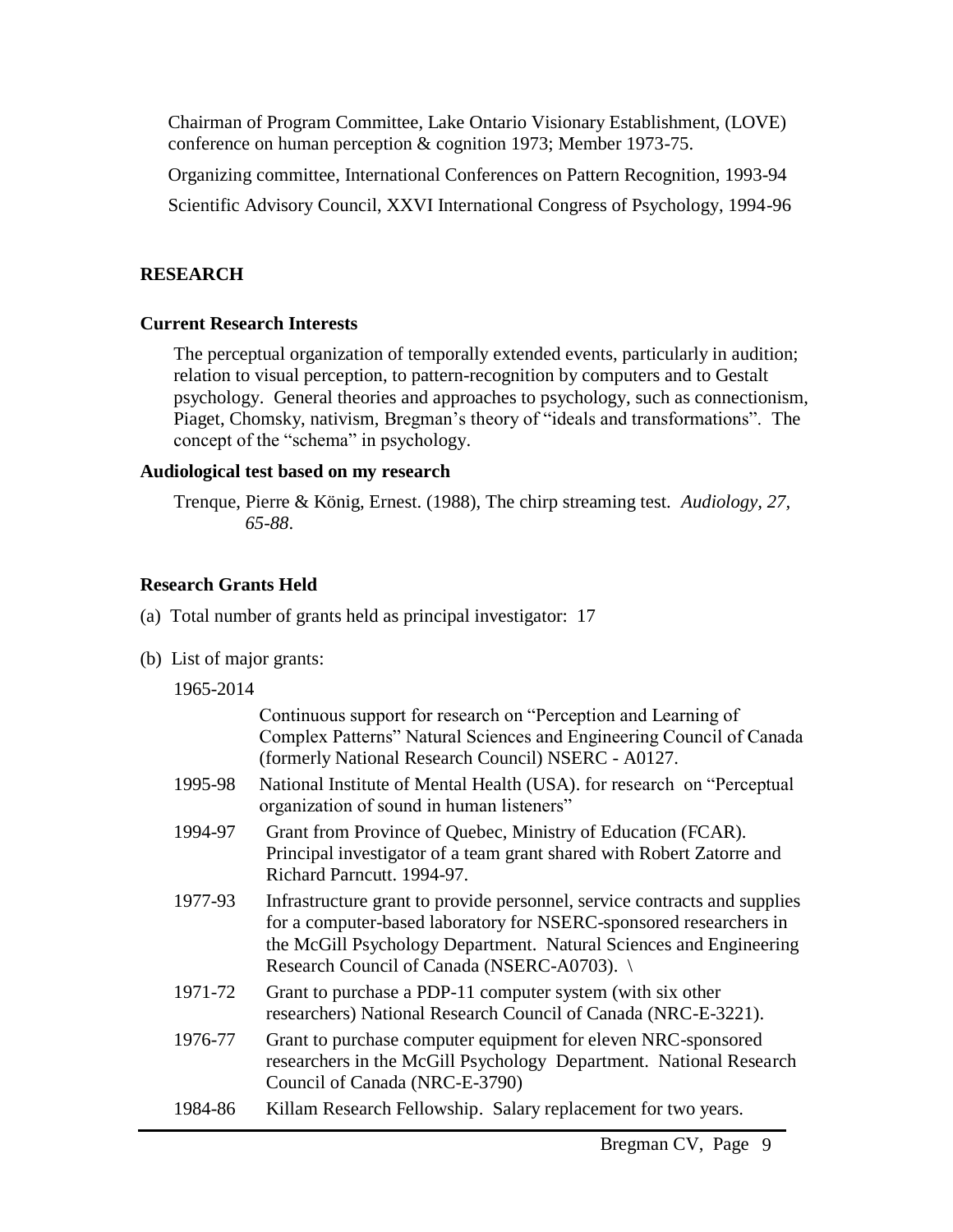Chairman of Program Committee, Lake Ontario Visionary Establishment, (LOVE) conference on human perception & cognition 1973; Member 1973-75.

Organizing committee, International Conferences on Pattern Recognition, 1993-94

Scientific Advisory Council, XXVI International Congress of Psychology, 1994-96

## RESEARCH

### Current Research Interests

The perceptual organization of temporally extended events, particularly in audition; relation to visual perception, to pattern-recognition by computers and to Gestalt psychology. General theories and approaches to psychology, such as connectionism, Piaget, Chomsky, nativism, Bregman's theory of "ideals and transformations". The concept of the "schema" in psychology.

### Audiological test based on my research

Trenque, Pierre & König, Ernest. (1988), The chirp streaming test. *Audiology, 27, 65-88*.

### Research Grants Held

(a) Total number of grants held as principal investigator: 17

(b) List of major grants:

1965-2014

Continuous support for research on "Perception and Learning of Complex Patterns" Natural Sciences and Engineering Council of Canada (formerly National Research Council) NSERC - A0127.

1995-98 National Institute of Mental Health (USA). for research on "Perceptual organization of sound in human listeners"

1994-97 Grant from Province of Quebec, Ministry of Education (FCAR). Principal investigator of a team grant shared with Robert Zatorre and Richard Parncutt. 1994-97.

1977-93 Infrastructure grant to provide personnel, service contracts and supplies for a computer-based laboratory for NSERC-sponsored researchers in the McGill Psychology Department. Natural Sciences and Engineering Research Council of Canada (NSERC-A0703). \

1971-72 Grant to purchase a PDP-11 computer system (with six other researchers) National Research Council of Canada (NRC-E-3221).

1976-77 Grant to purchase computer equipment for eleven NRC-sponsored researchers in the McGill Psychology Department. National Research Council of Canada (NRC-E-3790)

1984-86 Killam Research Fellowship. Salary replacement for two years.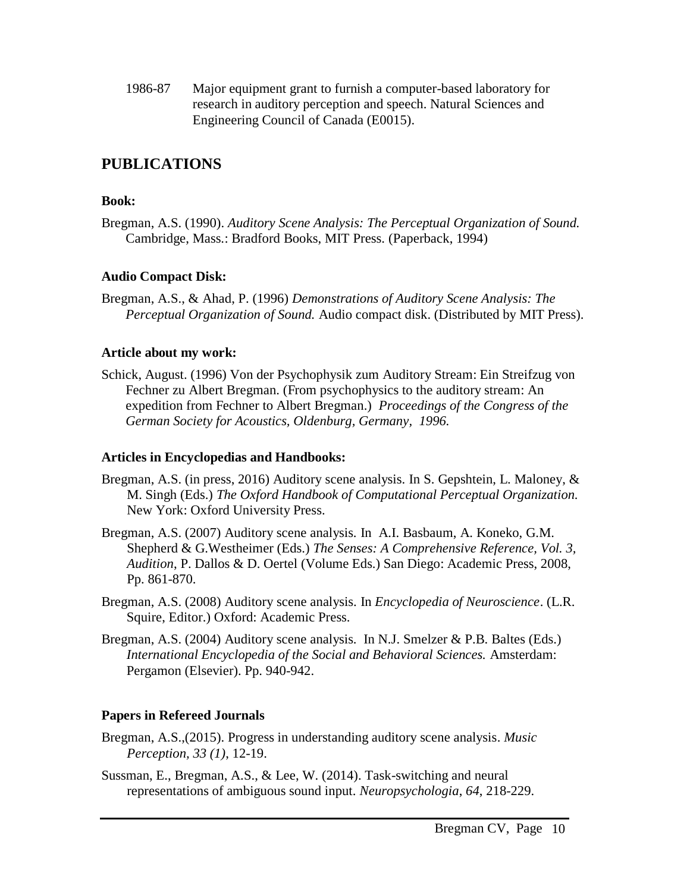1986-87 Major equipment grant to furnish a computer-based laboratory for research in auditory perception and speech. Natural Sciences and Engineering Council of Canada (E0015).

## PUBLICATIONS

**Book:**

Bregman, A.S. (1990). *Auditory Scene Analysis: The Perceptual Organization of Sound.* Cambridge, Mass.: Bradford Books, MIT Press. (Paperback, 1994)

**Audio Compact Disk:**

Bregman, A.S., & Ahad, P. (1996) *Demonstrations of Auditory Scene Analysis: The Perceptual Organization of Sound.* Audio compact disk. (Distributed by MIT Press).

**Article about my work:**

Schick, August. (1996) Von der Psychophysik zum Auditory Stream: Ein Streifzug von Fechner zu Albert Bregman. (From psychophysics to the auditory stream: An expedition from Fechner to Albert Bregman.) *Proceedings of the Congress of the German Society for Acoustics, Oldenburg, Germany, 1996.*

**Articles in Encyclopedias and Handbooks:**

Bregman, A.S. (in press, 2016) Auditory scene analysis. In S. Gepshtein, L. Maloney, & M. Singh (Eds.) *The Oxford Handbook of Computational Perceptual Organization.* New York: Oxford University Press.

Bregman, A.S. (2007) Auditory scene analysis. In A.I. Basbaum, A. Koneko, G.M. Shepherd & G.Westheimer (Eds.) *The Senses: A Comprehensive Reference, Vol. 3, Audition,* P. Dallos & D. Oertel (Volume Eds.) San Diego: Academic Press, 2008, Pp. 861-870.

Bregman, A.S. (2008) Auditory scene analysis. In *Encyclopedia of Neuroscience*. (L.R. Squire, Editor.) Oxford: Academic Press.

Bregman, A.S. (2004) Auditory scene analysis. In N.J. Smelzer & P.B. Baltes (Eds.) *International Encyclopedia of the Social and Behavioral Sciences.* Amsterdam: Pergamon (Elsevier). Pp. 940-942.

**Papers in Refereed Journals**

Bregman, A.S.,(2015). Progress in understanding auditory scene analysis. *Music Perception, 33 (1)*, 12-19.

Sussman, E., Bregman, A.S., & Lee, W. (2014). Task-switching and neural representations of ambiguous sound input. *Neuropsychologia*, *64*, 218-229.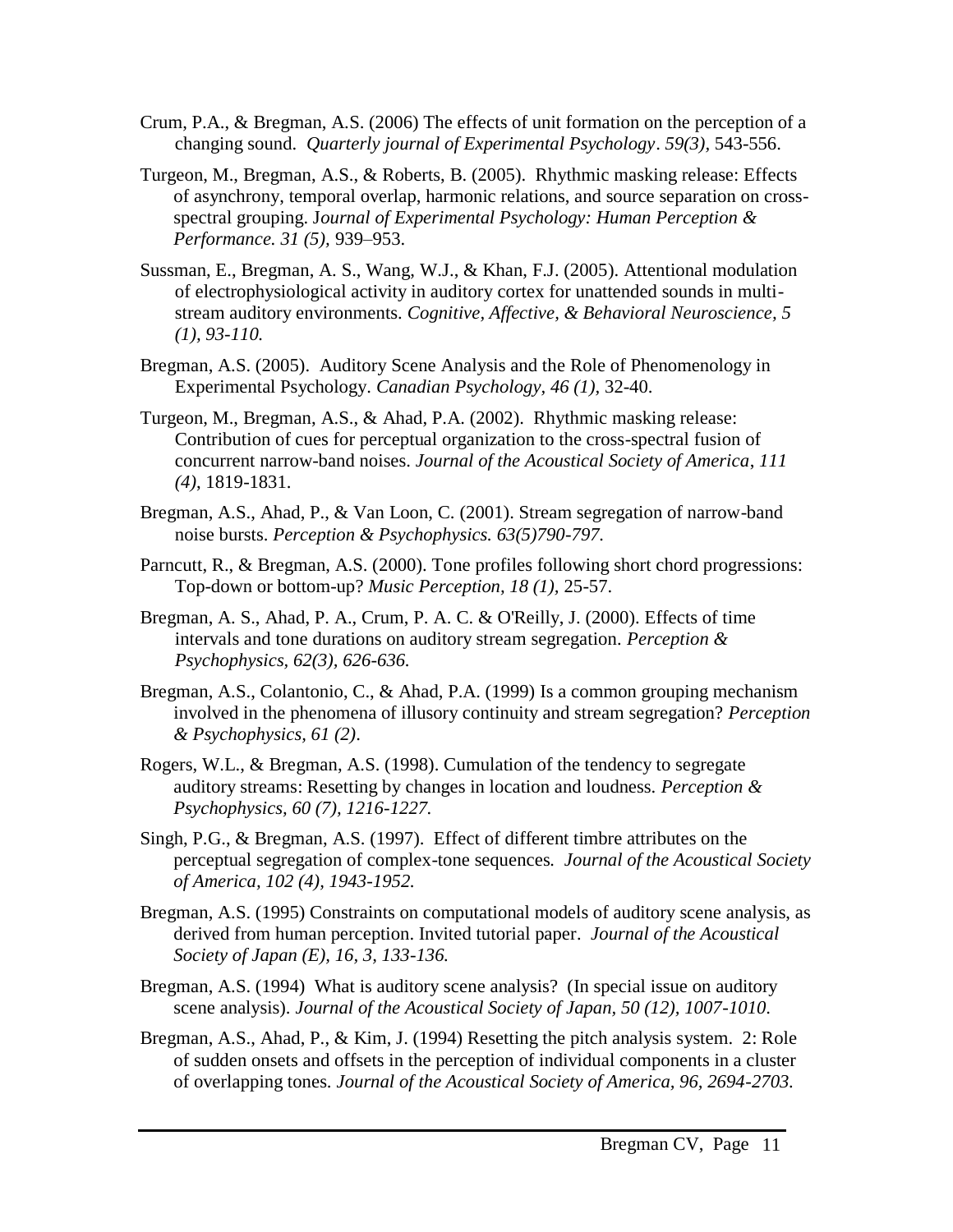Crum, P.A., & Bregman, A.S. (2006) The effects of unit formation on the perception of a changing sound. *Quarterly journal of Experimental Psychology*. *59(3)*, 543-556.

Turgeon, M., Bregman, A.S., & Roberts, B. (2005). Rhythmic masking release: Effects of asynchrony, temporal overlap, harmonic relations, and source separation on cross-spectral grouping. J*ournal of Experimental Psychology: Human Perception & Performance. 31 (5)*, 939–953.

Sussman, E., Bregman, A. S., Wang, W.J., & Khan, F.J. (2005). Attentional modulation of electrophysiological activity in auditory cortex for unattended sounds in multi-stream auditory environments. *Cognitive, Affective, & Behavioral Neuroscience, 5 (1), 93-110.*

Bregman, A.S. (2005). Auditory Scene Analysis and the Role of Phenomenology in Experimental Psychology. *Canadian Psychology, 46 (1),* 32-40.

Turgeon, M., Bregman, A.S., & Ahad, P.A. (2002). Rhythmic masking release: Contribution of cues for perceptual organization to the cross-spectral fusion of concurrent narrow-band noises. *Journal of the Acoustical Society of America*, *111 (4)*, 1819-1831.

Bregman, A.S., Ahad, P., & Van Loon, C. (2001). Stream segregation of narrow-band noise bursts. *Perception & Psychophysics. 63(5)790-797.*

Parncutt, R., & Bregman, A.S. (2000). Tone profiles following short chord progressions: Top-down or bottom-up? *Music Perception, 18 (1),* 25-57.

Bregman, A. S., Ahad, P. A., Crum, P. A. C. & O'Reilly, J. (2000). Effects of time intervals and tone durations on auditory stream segregation. *Perception & Psychophysics, 62(3), 626-636.*

Bregman, A.S., Colantonio, C., & Ahad, P.A. (1999) Is a common grouping mechanism involved in the phenomena of illusory continuity and stream segregation? *Perception & Psychophysics, 61 (2)*.

Rogers, W.L., & Bregman, A.S. (1998). Cumulation of the tendency to segregate auditory streams: Resetting by changes in location and loudness. *Perception & Psychophysics, 60 (7), 1216-1227.*

Singh, P.G., & Bregman, A.S. (1997). Effect of different timbre attributes on the perceptual segregation of complex-tone sequences. *Journal of the Acoustical Society of America, 102 (4), 1943-1952.*

Bregman, A.S. (1995) Constraints on computational models of auditory scene analysis, as derived from human perception. Invited tutorial paper. *Journal of the Acoustical Society of Japan (E), 16, 3, 133-136.*

Bregman, A.S. (1994) What is auditory scene analysis? (In special issue on auditory scene analysis). *Journal of the Acoustical Society of Japan, 50 (12), 1007-1010*.

Bregman, A.S., Ahad, P., & Kim, J. (1994) Resetting the pitch analysis system. 2: Role of sudden onsets and offsets in the perception of individual components in a cluster of overlapping tones. *Journal of the Acoustical Society of America, 96, 2694-2703.*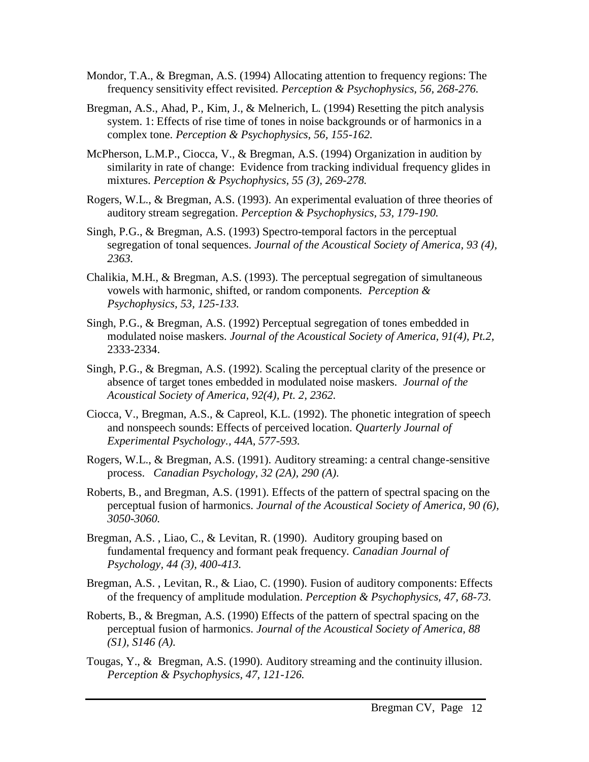Mondor, T.A., & Bregman, A.S. (1994) Allocating attention to frequency regions: The frequency sensitivity effect revisited. *Perception & Psychophysics, 56, 268-276.*

Bregman, A.S., Ahad, P., Kim, J., & Melnerich, L. (1994) Resetting the pitch analysis system. 1: Effects of rise time of tones in noise backgrounds or of harmonics in a complex tone. *Perception & Psychophysics, 56, 155-162.*

McPherson, L.M.P., Ciocca, V., & Bregman, A.S. (1994) Organization in audition by similarity in rate of change: Evidence from tracking individual frequency glides in mixtures. *Perception & Psychophysics, 55 (3), 269-278.*

Rogers, W.L., & Bregman, A.S. (1993). An experimental evaluation of three theories of auditory stream segregation. *Perception & Psychophysics, 53, 179-190.*

Singh, P.G., & Bregman, A.S. (1993) Spectro-temporal factors in the perceptual segregation of tonal sequences. *Journal of the Acoustical Society of America, 93 (4), 2363.*

Chalikia, M.H., & Bregman, A.S. (1993). The perceptual segregation of simultaneous vowels with harmonic, shifted, or random components. *Perception & Psychophysics, 53, 125-133.*

Singh, P.G., & Bregman, A.S. (1992) Perceptual segregation of tones embedded in modulated noise maskers. *Journal of the Acoustical Society of America, 91(4), Pt.2,* 2333-2334.

Singh, P.G., & Bregman, A.S. (1992). Scaling the perceptual clarity of the presence or absence of target tones embedded in modulated noise maskers. *Journal of the Acoustical Society of America, 92(4), Pt. 2, 2362.*

Ciocca, V., Bregman, A.S., & Capreol, K.L. (1992). The phonetic integration of speech and nonspeech sounds: Effects of perceived location. *Quarterly Journal of Experimental Psychology., 44A, 577-593.*

Rogers, W.L., & Bregman, A.S. (1991). Auditory streaming: a central change-sensitive process. *Canadian Psychology, 32 (2A), 290 (A).*

Roberts, B., and Bregman, A.S. (1991). Effects of the pattern of spectral spacing on the perceptual fusion of harmonics. *Journal of the Acoustical Society of America, 90 (6), 3050-3060.*

Bregman, A.S. , Liao, C., & Levitan, R. (1990). Auditory grouping based on fundamental frequency and formant peak frequency. *Canadian Journal of Psychology, 44 (3), 400-413.*

Bregman, A.S. , Levitan, R., & Liao, C. (1990). Fusion of auditory components: Effects of the frequency of amplitude modulation. *Perception & Psychophysics, 47, 68-73.*

Roberts, B., & Bregman, A.S. (1990) Effects of the pattern of spectral spacing on the perceptual fusion of harmonics. *Journal of the Acoustical Society of America, 88 (S1), S146 (A).*

Tougas, Y., & Bregman, A.S. (1990). Auditory streaming and the continuity illusion. *Perception & Psychophysics, 47, 121-126.*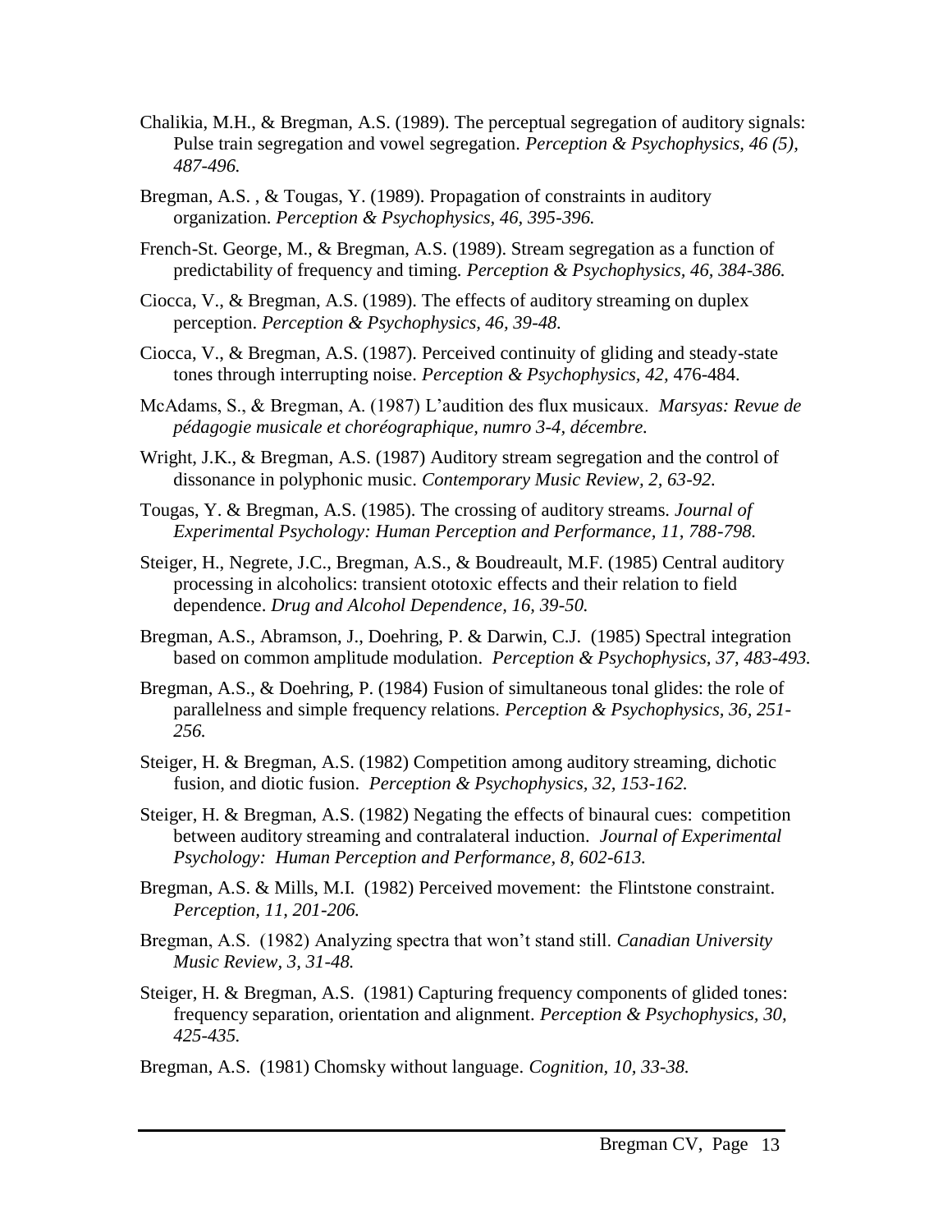Chalikia, M.H., & Bregman, A.S. (1989). The perceptual segregation of auditory signals: Pulse train segregation and vowel segregation. *Perception & Psychophysics, 46 (5), 487-496.*

Bregman, A.S. , & Tougas, Y. (1989). Propagation of constraints in auditory organization. *Perception & Psychophysics, 46, 395-396.*

French-St. George, M., & Bregman, A.S. (1989). Stream segregation as a function of predictability of frequency and timing. *Perception & Psychophysics, 46, 384-386.*

Ciocca, V., & Bregman, A.S. (1989). The effects of auditory streaming on duplex perception. *Perception & Psychophysics, 46, 39-48.*

Ciocca, V., & Bregman, A.S. (1987). Perceived continuity of gliding and steady-state tones through interrupting noise. *Perception & Psychophysics, 42,* 476-484.

McAdams, S., & Bregman, A. (1987) L'audition des flux musicaux. *Marsyas: Revue de pédagogie musicale et choréographique, numro 3-4, décembre.*

Wright, J.K., & Bregman, A.S. (1987) Auditory stream segregation and the control of dissonance in polyphonic music. *Contemporary Music Review, 2, 63-92.*

Tougas, Y. & Bregman, A.S. (1985). The crossing of auditory streams. *Journal of Experimental Psychology: Human Perception and Performance, 11, 788-798.*

Steiger, H., Negrete, J.C., Bregman, A.S., & Boudreault, M.F. (1985) Central auditory processing in alcoholics: transient ototoxic effects and their relation to field dependence. *Drug and Alcohol Dependence, 16, 39-50.*

Bregman, A.S., Abramson, J., Doehring, P. & Darwin, C.J. (1985) Spectral integration based on common amplitude modulation. *Perception & Psychophysics, 37, 483-493.*

Bregman, A.S., & Doehring, P. (1984) Fusion of simultaneous tonal glides: the role of parallelness and simple frequency relations. *Perception & Psychophysics, 36, 251-256.*

Steiger, H. & Bregman, A.S. (1982) Competition among auditory streaming, dichotic fusion, and diotic fusion. *Perception & Psychophysics, 32, 153-162.*

Steiger, H. & Bregman, A.S. (1982) Negating the effects of binaural cues: competition between auditory streaming and contralateral induction. *Journal of Experimental Psychology: Human Perception and Performance, 8, 602-613.*

Bregman, A.S. & Mills, M.I. (1982) Perceived movement: the Flintstone constraint. *Perception, 11, 201-206.*

Bregman, A.S. (1982) Analyzing spectra that won't stand still. *Canadian University Music Review, 3, 31-48.*

Steiger, H. & Bregman, A.S. (1981) Capturing frequency components of glided tones: frequency separation, orientation and alignment. *Perception & Psychophysics, 30, 425-435.*

Bregman, A.S. (1981) Chomsky without language. *Cognition, 10, 33-38.*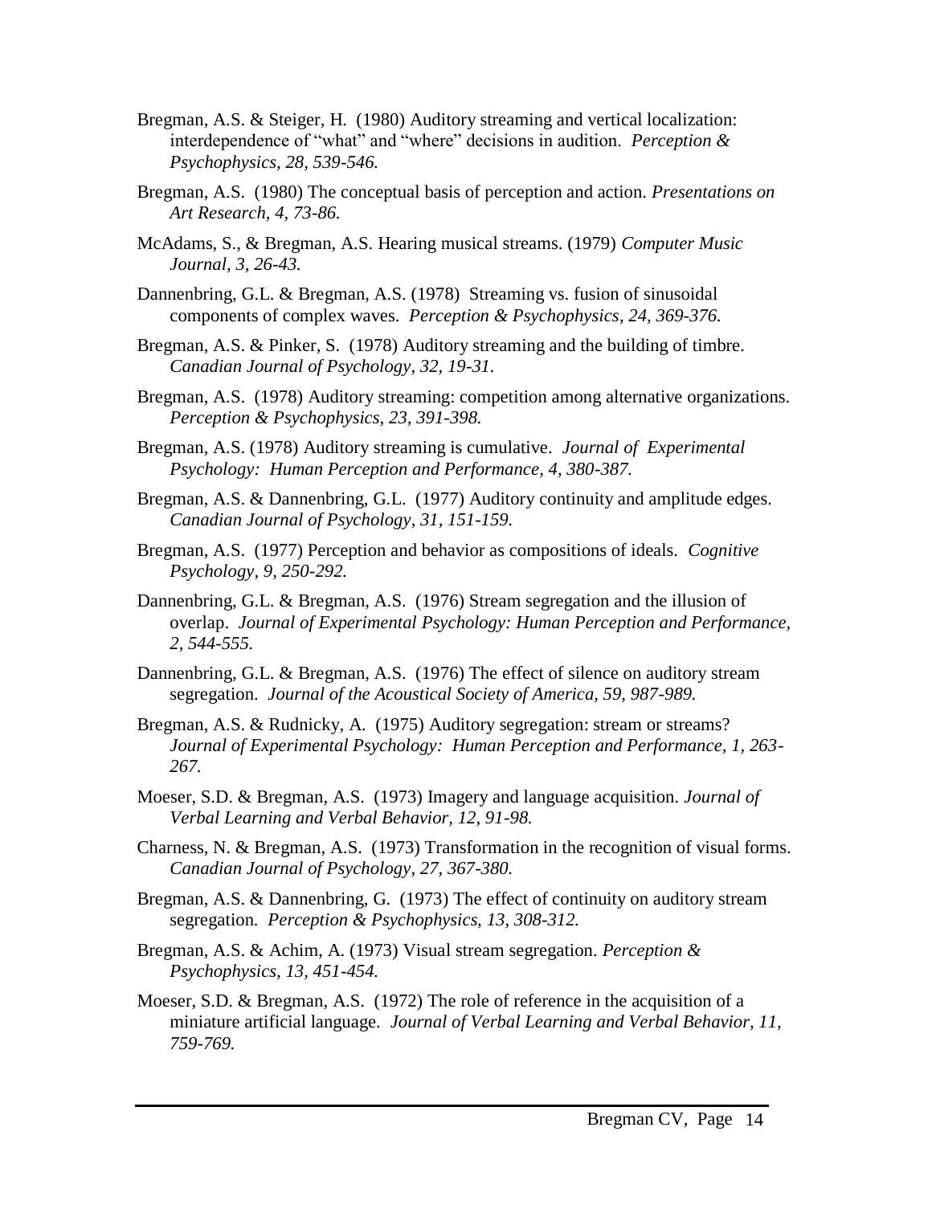Bregman, A.S. & Steiger, H. (1980) Auditory streaming and vertical localization: interdependence of "what" and "where" decisions in audition. *Perception & Psychophysics, 28, 539-546.*

Bregman, A.S. (1980) The conceptual basis of perception and action. *Presentations on Art Research, 4, 73-86.*

McAdams, S., & Bregman, A.S. Hearing musical streams. (1979) *Computer Music Journal, 3, 26-43.*

Dannenbring, G.L. & Bregman, A.S. (1978) Streaming vs. fusion of sinusoidal components of complex waves. *Perception & Psychophysics, 24, 369-376.*

Bregman, A.S. & Pinker, S. (1978) Auditory streaming and the building of timbre. *Canadian Journal of Psychology, 32, 19-31.*

Bregman, A.S. (1978) Auditory streaming: competition among alternative organizations. *Perception & Psychophysics, 23, 391-398.*

Bregman, A.S. (1978) Auditory streaming is cumulative. *Journal of Experimental Psychology: Human Perception and Performance, 4, 380-387.*

Bregman, A.S. & Dannenbring, G.L. (1977) Auditory continuity and amplitude edges. *Canadian Journal of Psychology, 31, 151-159.*

Bregman, A.S. (1977) Perception and behavior as compositions of ideals. *Cognitive Psychology, 9, 250-292.*

Dannenbring, G.L. & Bregman, A.S. (1976) Stream segregation and the illusion of overlap. *Journal of Experimental Psychology: Human Perception and Performance, 2, 544-555.*

Dannenbring, G.L. & Bregman, A.S. (1976) The effect of silence on auditory stream segregation. *Journal of the Acoustical Society of America, 59, 987-989.*

Bregman, A.S. & Rudnicky, A. (1975) Auditory segregation: stream or streams? *Journal of Experimental Psychology: Human Perception and Performance, 1, 263-267.*

Moeser, S.D. & Bregman, A.S. (1973) Imagery and language acquisition. *Journal of Verbal Learning and Verbal Behavior, 12, 91-98.*

Charness, N. & Bregman, A.S. (1973) Transformation in the recognition of visual forms. *Canadian Journal of Psychology, 27, 367-380.*

Bregman, A.S. & Dannenbring, G. (1973) The effect of continuity on auditory stream segregation. *Perception & Psychophysics, 13, 308-312.*

Bregman, A.S. & Achim, A. (1973) Visual stream segregation. *Perception & Psychophysics, 13, 451-454.*

Moeser, S.D. & Bregman, A.S. (1972) The role of reference in the acquisition of a miniature artificial language. *Journal of Verbal Learning and Verbal Behavior, 11, 759-769.*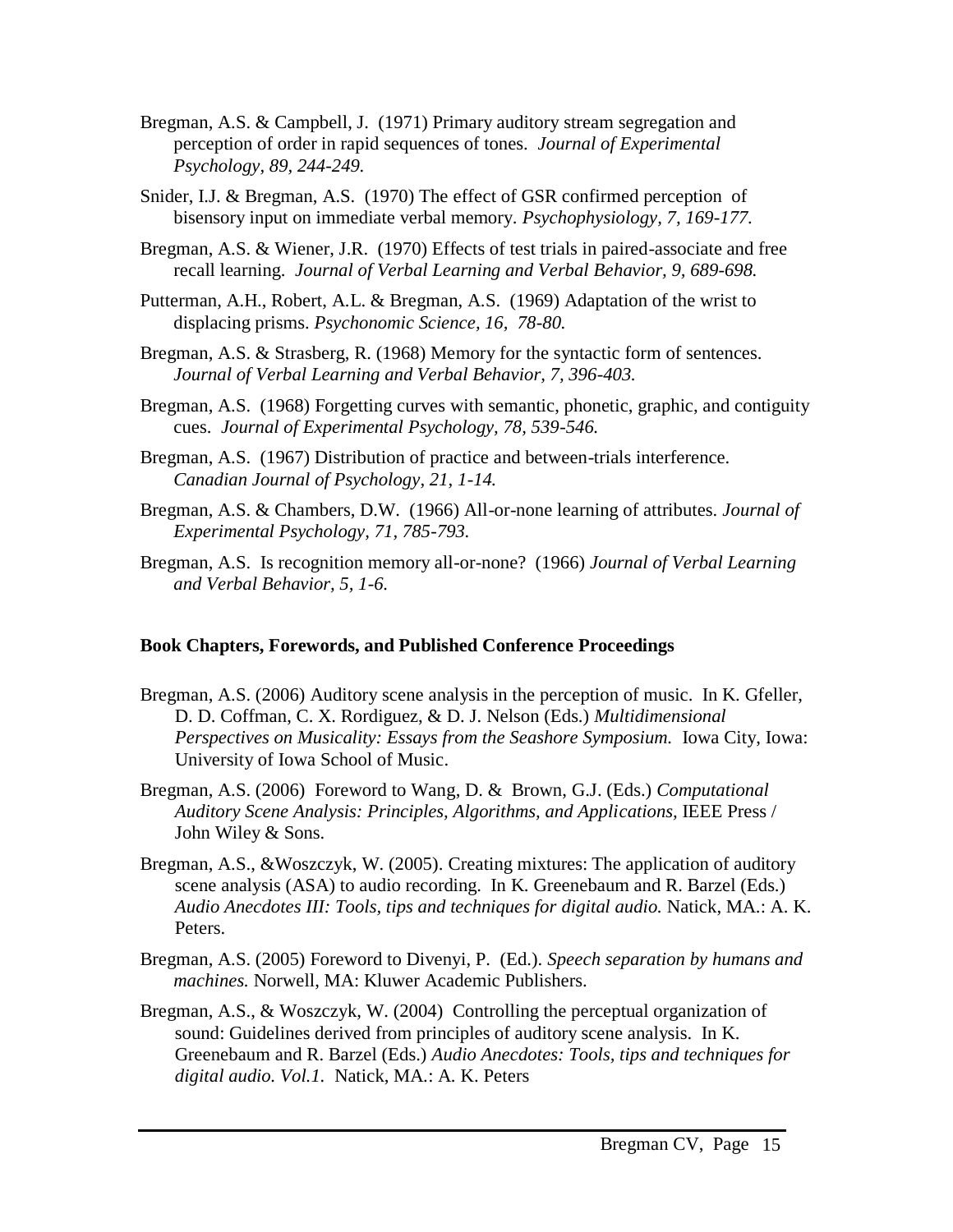Bregman, A.S. & Campbell, J. (1971) Primary auditory stream segregation and perception of order in rapid sequences of tones. *Journal of Experimental Psychology, 89, 244-249.*

Snider, I.J. & Bregman, A.S. (1970) The effect of GSR confirmed perception of bisensory input on immediate verbal memory. *Psychophysiology, 7, 169-177.*

Bregman, A.S. & Wiener, J.R. (1970) Effects of test trials in paired-associate and free recall learning. *Journal of Verbal Learning and Verbal Behavior, 9, 689-698.*

Putterman, A.H., Robert, A.L. & Bregman, A.S. (1969) Adaptation of the wrist to displacing prisms. *Psychonomic Science, 16, 78-80.*

Bregman, A.S. & Strasberg, R. (1968) Memory for the syntactic form of sentences. *Journal of Verbal Learning and Verbal Behavior, 7, 396-403.*

Bregman, A.S. (1968) Forgetting curves with semantic, phonetic, graphic, and contiguity cues. *Journal of Experimental Psychology, 78, 539-546.*

Bregman, A.S. (1967) Distribution of practice and between-trials interference. *Canadian Journal of Psychology, 21, 1-14.*

Bregman, A.S. & Chambers, D.W. (1966) All-or-none learning of attributes. *Journal of Experimental Psychology, 71, 785-793.*

Bregman, A.S. Is recognition memory all-or-none? (1966) *Journal of Verbal Learning and Verbal Behavior, 5, 1-6.*

**Book Chapters, Forewords, and Published Conference Proceedings**

Bregman, A.S. (2006) Auditory scene analysis in the perception of music. In K. Gfeller, D. D. Coffman, C. X. Rordiguez, & D. J. Nelson (Eds.) *Multidimensional Perspectives on Musicality: Essays from the Seashore Symposium.* Iowa City, Iowa: University of Iowa School of Music.

Bregman, A.S. (2006) Foreword to Wang, D. & Brown, G.J. (Eds.) *Computational Auditory Scene Analysis: Principles, Algorithms, and Applications,* IEEE Press / John Wiley & Sons.

Bregman, A.S., &Woszczyk, W. (2005). Creating mixtures: The application of auditory scene analysis (ASA) to audio recording. In K. Greenebaum and R. Barzel (Eds.) *Audio Anecdotes III: Tools, tips and techniques for digital audio.* Natick, MA.: A. K. Peters.

Bregman, A.S. (2005) Foreword to Divenyi, P. (Ed.). *Speech separation by humans and machines.* Norwell, MA: Kluwer Academic Publishers.

Bregman, A.S., & Woszczyk, W. (2004) Controlling the perceptual organization of sound: Guidelines derived from principles of auditory scene analysis. In K. Greenebaum and R. Barzel (Eds.) *Audio Anecdotes: Tools, tips and techniques for digital audio. Vol.1.* Natick, MA.: A. K. Peters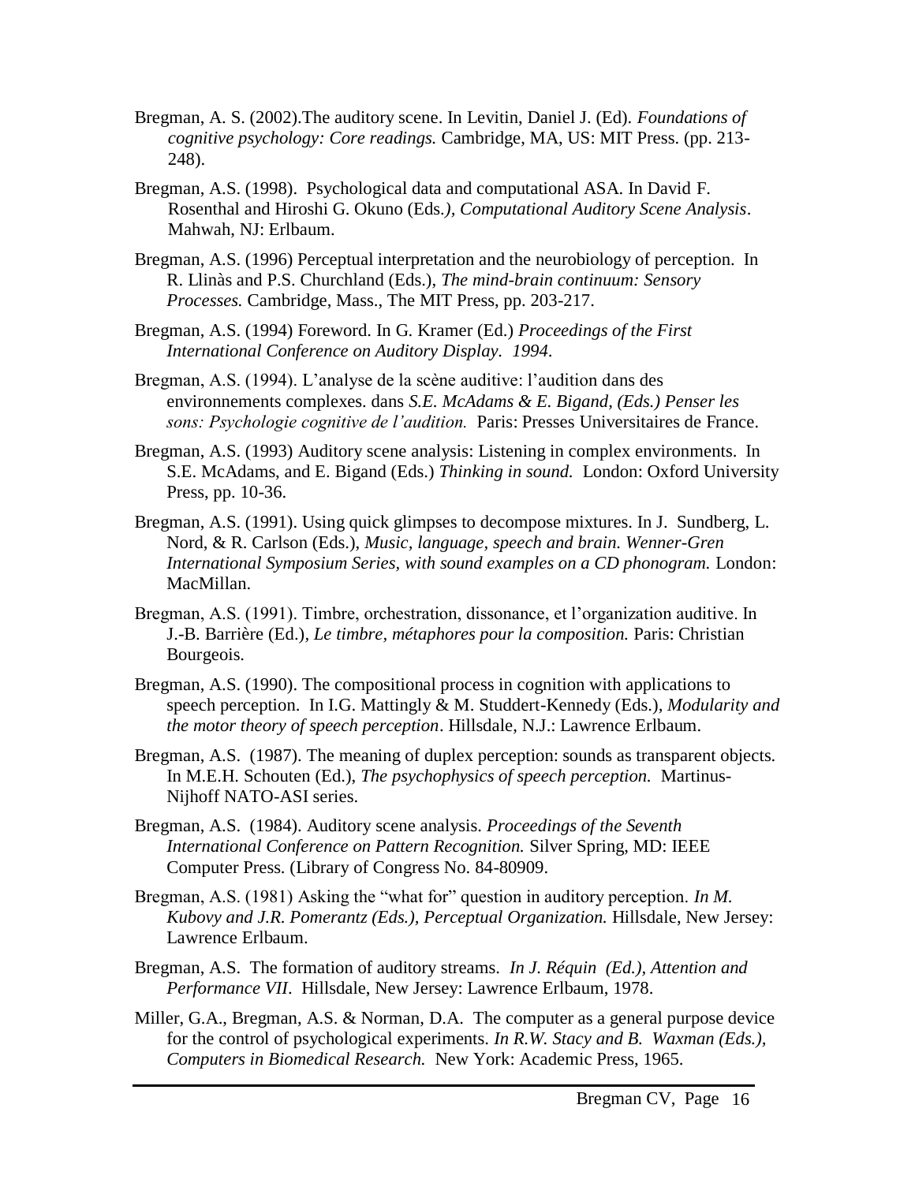Bregman, A. S. (2002).The auditory scene. In Levitin, Daniel J. (Ed). *Foundations of cognitive psychology: Core readings.* Cambridge, MA, US: MIT Press. (pp. 213-248).

Bregman, A.S. (1998). Psychological data and computational ASA. In David F. Rosenthal and Hiroshi G. Okuno (Eds.*), Computational Auditory Scene Analysis*. Mahwah, NJ: Erlbaum.

Bregman, A.S. (1996) Perceptual interpretation and the neurobiology of perception. In R. Llinàs and P.S. Churchland (Eds.), *The mind-brain continuum: Sensory Processes.* Cambridge, Mass., The MIT Press, pp. 203-217.

Bregman, A.S. (1994) Foreword. In G. Kramer (Ed.) *Proceedings of the First International Conference on Auditory Display. 1994.*

Bregman, A.S. (1994). L'analyse de la scène auditive: l'audition dans des environnements complexes. dans *S.E. McAdams & E. Bigand, (Eds.) Penser les sons: Psychologie cognitive de l'audition.* Paris: Presses Universitaires de France.

Bregman, A.S. (1993) Auditory scene analysis: Listening in complex environments. In S.E. McAdams, and E. Bigand (Eds.) *Thinking in sound.* London: Oxford University Press, pp. 10-36.

Bregman, A.S. (1991). Using quick glimpses to decompose mixtures. In J. Sundberg, L. Nord, & R. Carlson (Eds.), *Music, language, speech and brain. Wenner-Gren International Symposium Series, with sound examples on a CD phonogram.* London: MacMillan.

Bregman, A.S. (1991). Timbre, orchestration, dissonance, et l'organization auditive. In J.-B. Barrière (Ed.), *Le timbre, métaphores pour la composition.* Paris: Christian Bourgeois.

Bregman, A.S. (1990). The compositional process in cognition with applications to speech perception. In I.G. Mattingly & M. Studdert-Kennedy (Eds.), *Modularity and the motor theory of speech perception*. Hillsdale, N.J.: Lawrence Erlbaum.

Bregman, A.S. (1987). The meaning of duplex perception: sounds as transparent objects. In M.E.H. Schouten (Ed.), *The psychophysics of speech perception.* Martinus-Nijhoff NATO-ASI series.

Bregman, A.S. (1984). Auditory scene analysis. *Proceedings of the Seventh International Conference on Pattern Recognition.* Silver Spring, MD: IEEE Computer Press. (Library of Congress No. 84-80909.

Bregman, A.S. (1981) Asking the "what for" question in auditory perception. *In M. Kubovy and J.R. Pomerantz (Eds.), Perceptual Organization.* Hillsdale, New Jersey: Lawrence Erlbaum.

Bregman, A.S. The formation of auditory streams. *In J. Réquin (Ed.), Attention and Performance VII*. Hillsdale, New Jersey: Lawrence Erlbaum, 1978.

Miller, G.A., Bregman, A.S. & Norman, D.A. The computer as a general purpose device for the control of psychological experiments. *In R.W. Stacy and B. Waxman (Eds.), Computers in Biomedical Research.* New York: Academic Press, 1965.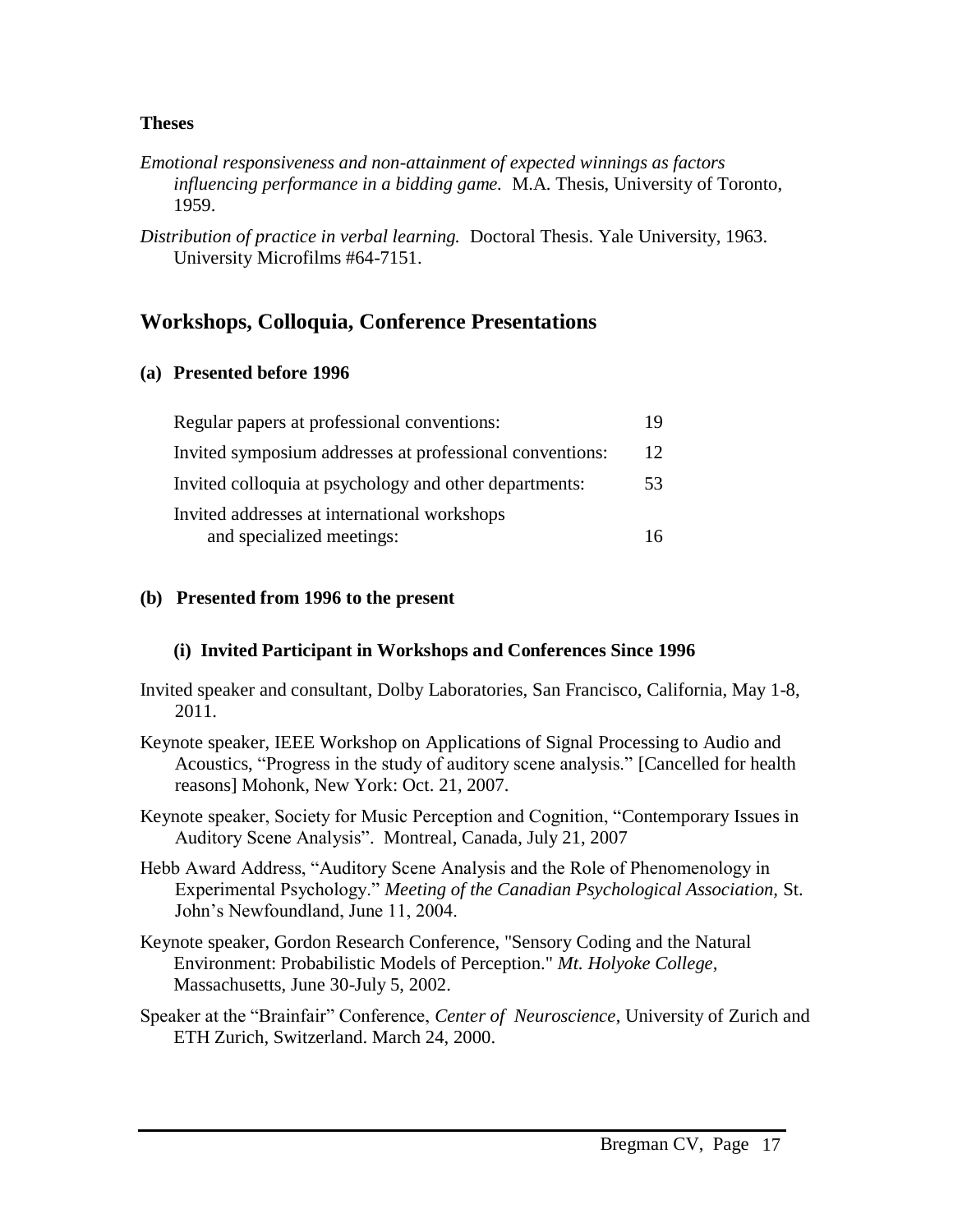**Theses**

*Emotional responsiveness and non-attainment of expected winnings as factors influencing performance in a bidding game.* M.A. Thesis, University of Toronto, 1959.

*Distribution of practice in verbal learning.* Doctoral Thesis. Yale University, 1963. University Microfilms #64-7151.

## Workshops, Colloquia, Conference Presentations

### (a) Presented before 1996

| | |
|---|---|
| Regular papers at professional conventions: | 19 |
| Invited symposium addresses at professional conventions: | 12 |
| Invited colloquia at psychology and other departments: | 53 |
| Invited addresses at international workshops and specialized meetings: | 16 |

### (b) Presented from 1996 to the present

#### (i) Invited Participant in Workshops and Conferences Since 1996

Invited speaker and consultant, Dolby Laboratories, San Francisco, California, May 1-8, 2011.

Keynote speaker, IEEE Workshop on Applications of Signal Processing to Audio and Acoustics, "Progress in the study of auditory scene analysis." [Cancelled for health reasons] Mohonk, New York: Oct. 21, 2007.

Keynote speaker, Society for Music Perception and Cognition, "Contemporary Issues in Auditory Scene Analysis". Montreal, Canada, July 21, 2007

Hebb Award Address, "Auditory Scene Analysis and the Role of Phenomenology in Experimental Psychology." *Meeting of the Canadian Psychological Association,* St. John's Newfoundland, June 11, 2004.

Keynote speaker, Gordon Research Conference, "Sensory Coding and the Natural Environment: Probabilistic Models of Perception." *Mt. Holyoke College,* Massachusetts, June 30-July 5, 2002.

Speaker at the "Brainfair" Conference, *Center of Neuroscience*, University of Zurich and ETH Zurich, Switzerland. March 24, 2000.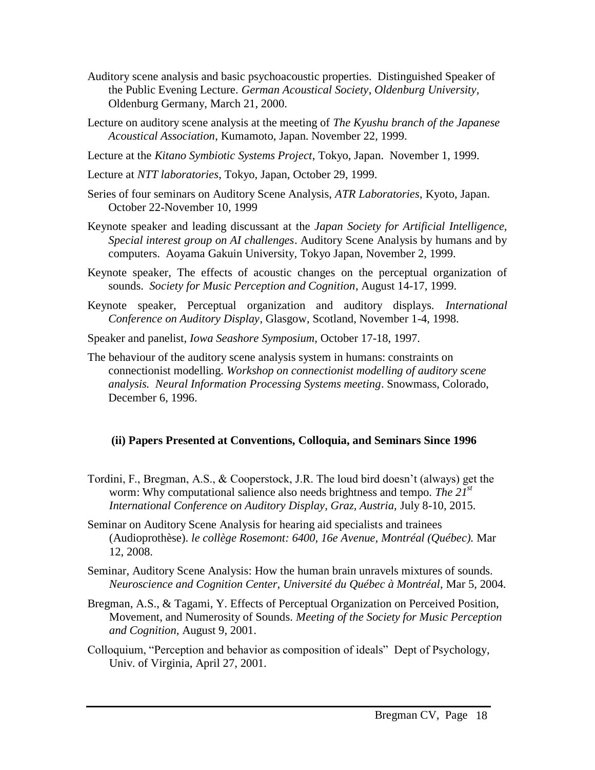Auditory scene analysis and basic psychoacoustic properties. Distinguished Speaker of the Public Evening Lecture. *German Acoustical Society*, *Oldenburg University*, Oldenburg Germany, March 21, 2000.

Lecture on auditory scene analysis at the meeting of *The Kyushu branch of the Japanese Acoustical Association*, Kumamoto, Japan. November 22, 1999.

Lecture at the *Kitano Symbiotic Systems Project*, Tokyo, Japan. November 1, 1999.

Lecture at *NTT laboratories*, Tokyo, Japan, October 29, 1999.

Series of four seminars on Auditory Scene Analysis, *ATR Laboratories*, Kyoto, Japan. October 22-November 10, 1999

Keynote speaker and leading discussant at the *Japan Society for Artificial Intelligence, Special interest group on AI challenges*. Auditory Scene Analysis by humans and by computers. Aoyama Gakuin University, Tokyo Japan, November 2, 1999.

Keynote speaker, The effects of acoustic changes on the perceptual organization of sounds. *Society for Music Perception and Cognition*, August 14-17, 1999.

Keynote speaker, Perceptual organization and auditory displays. *International Conference on Auditory Display*, Glasgow, Scotland, November 1-4, 1998.

Speaker and panelist, *Iowa Seashore Symposium*, October 17-18, 1997.

The behaviour of the auditory scene analysis system in humans: constraints on connectionist modelling. *Workshop on connectionist modelling of auditory scene analysis. Neural Information Processing Systems meeting*. Snowmass, Colorado, December 6, 1996.

### (ii) Papers Presented at Conventions, Colloquia, and Seminars Since 1996

Tordini, F., Bregman, A.S., & Cooperstock, J.R. The loud bird doesn't (always) get the worm: Why computational salience also needs brightness and tempo. *The 21st International Conference on Auditory Display, Graz, Austria,* July 8-10, 2015.

Seminar on Auditory Scene Analysis for hearing aid specialists and trainees (Audioprothèse). *le collège Rosemont: 6400, 16e Avenue, Montréal (Québec).* Mar 12, 2008.

Seminar, Auditory Scene Analysis: How the human brain unravels mixtures of sounds. *Neuroscience and Cognition Center, Université du Québec à Montréal*, Mar 5, 2004.

Bregman, A.S., & Tagami, Y. Effects of Perceptual Organization on Perceived Position, Movement, and Numerosity of Sounds. *Meeting of the Society for Music Perception and Cognition*, August 9, 2001.

Colloquium, "Perception and behavior as composition of ideals" Dept of Psychology, Univ. of Virginia, April 27, 2001.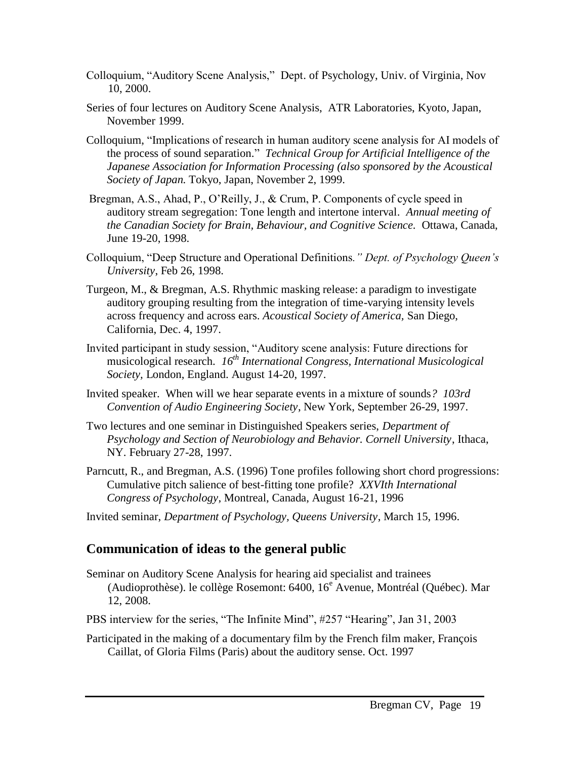Colloquium, "Auditory Scene Analysis," Dept. of Psychology, Univ. of Virginia, Nov 10, 2000.

Series of four lectures on Auditory Scene Analysis, ATR Laboratories, Kyoto, Japan, November 1999.

Colloquium, "Implications of research in human auditory scene analysis for AI models of the process of sound separation." *Technical Group for Artificial Intelligence of the Japanese Association for Information Processing (also sponsored by the Acoustical Society of Japan.* Tokyo, Japan, November 2, 1999.

Bregman, A.S., Ahad, P., O'Reilly, J., & Crum, P. Components of cycle speed in auditory stream segregation: Tone length and intertone interval. *Annual meeting of the Canadian Society for Brain, Behaviour, and Cognitive Science.* Ottawa, Canada, June 19-20, 1998.

Colloquium, "Deep Structure and Operational Definitions*." Dept. of Psychology Queen's University*, Feb 26, 1998.

Turgeon, M., & Bregman, A.S. Rhythmic masking release: a paradigm to investigate auditory grouping resulting from the integration of time-varying intensity levels across frequency and across ears. *Acoustical Society of America*, San Diego, California, Dec. 4, 1997.

Invited participant in study session, "Auditory scene analysis: Future directions for musicological research. *16th International Congress, International Musicological Society*, London, England. August 14-20, 1997.

Invited speaker. When will we hear separate events in a mixture of sounds*? 103rd Convention of Audio Engineering Society*, New York, September 26-29, 1997.

Two lectures and one seminar in Distinguished Speakers series, *Department of Psychology and Section of Neurobiology and Behavior. Cornell University*, Ithaca, NY. February 27-28, 1997.

Parncutt, R., and Bregman, A.S. (1996) Tone profiles following short chord progressions: Cumulative pitch salience of best-fitting tone profile? *XXVIth International Congress of Psychology*, Montreal, Canada, August 16-21, 1996

Invited seminar, *Department of Psychology, Queens University*, March 15, 1996.

## Communication of ideas to the general public

Seminar on Auditory Scene Analysis for hearing aid specialist and trainees (Audioprothèse). le collège Rosemont: 6400, 16e Avenue, Montréal (Québec). Mar 12, 2008.

PBS interview for the series, "The Infinite Mind", #257 "Hearing", Jan 31, 2003

Participated in the making of a documentary film by the French film maker, François Caillat, of Gloria Films (Paris) about the auditory sense. Oct. 1997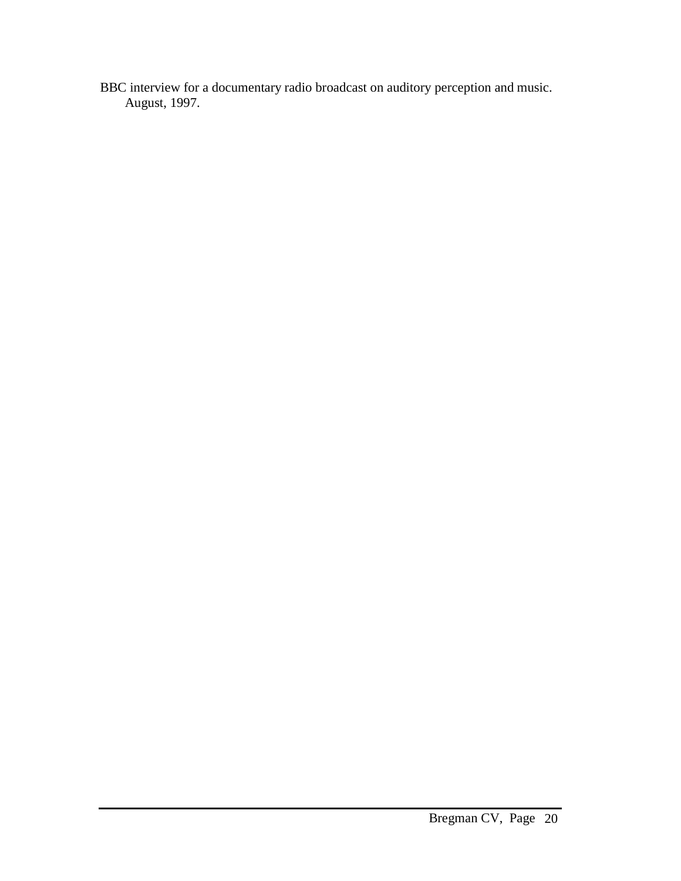BBC interview for a documentary radio broadcast on auditory perception and music. August, 1997.